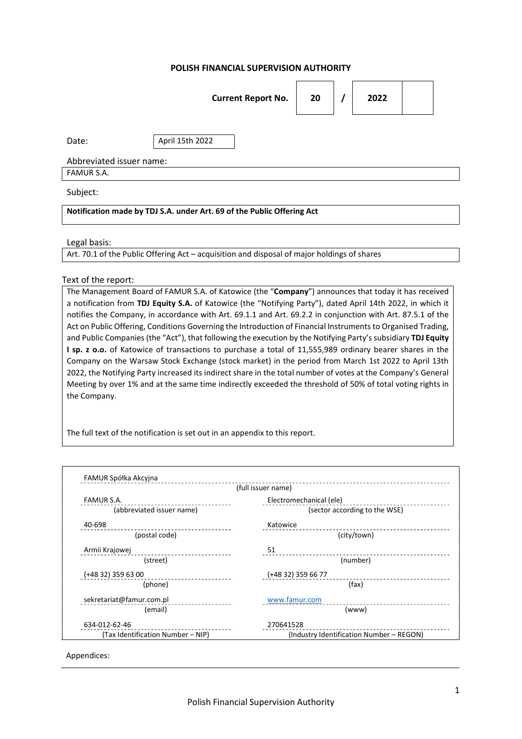**POLISH FINANCIAL SUPERVISION AUTHORITY**

| **Current Report No.** | **20** | **/** | **2022** | |
|---|---|---|---|---|

Date: April 15th 2022

Abbreviated issuer name:
FAMUR S.A.

Subject:

**Notification made by TDJ S.A. under Art. 69 of the Public Offering Act**

Legal basis:
Art. 70.1 of the Public Offering Act – acquisition and disposal of major holdings of shares

Text of the report:

The Management Board of FAMUR S.A. of Katowice (the "**Company**") announces that today it has received a notification from **TDJ Equity S.A.** of Katowice (the "Notifying Party"), dated April 14th 2022, in which it notifies the Company, in accordance with Art. 69.1.1 and Art. 69.2.2 in conjunction with Art. 87.5.1 of the Act on Public Offering, Conditions Governing the Introduction of Financial Instruments to Organised Trading, and Public Companies (the "Act"), that following the execution by the Notifying Party's subsidiary **TDJ Equity I sp. z o.o.** of Katowice of transactions to purchase a total of 11,555,989 ordinary bearer shares in the Company on the Warsaw Stock Exchange (stock market) in the period from March 1st 2022 to April 13th 2022, the Notifying Party increased its indirect share in the total number of votes at the Company's General Meeting by over 1% and at the same time indirectly exceeded the threshold of 50% of total voting rights in the Company.

The full text of the notification is set out in an appendix to this report.

| | |
|---|---|
| FAMUR Spółka Akcyjna | |
| (full issuer name) | |
| FAMUR S.A. | Electromechanical (ele) |
| (abbreviated issuer name) | (sector according to the WSE) |
| 40-698 | Katowice |
| (postal code) | (city/town) |
| Armii Krajowej | 51 |
| (street) | (number) |
| (+48 32) 359 63 00 | (+48 32) 359 66 77 |
| (phone) | (fax) |
| sekretariat@famur.com.pl | www.famur.com |
| (email) | (www) |
| 634-012-62-46 | 270641528 |
| (Tax Identification Number – NIP) | (Industry Identification Number – REGON) |

Appendices: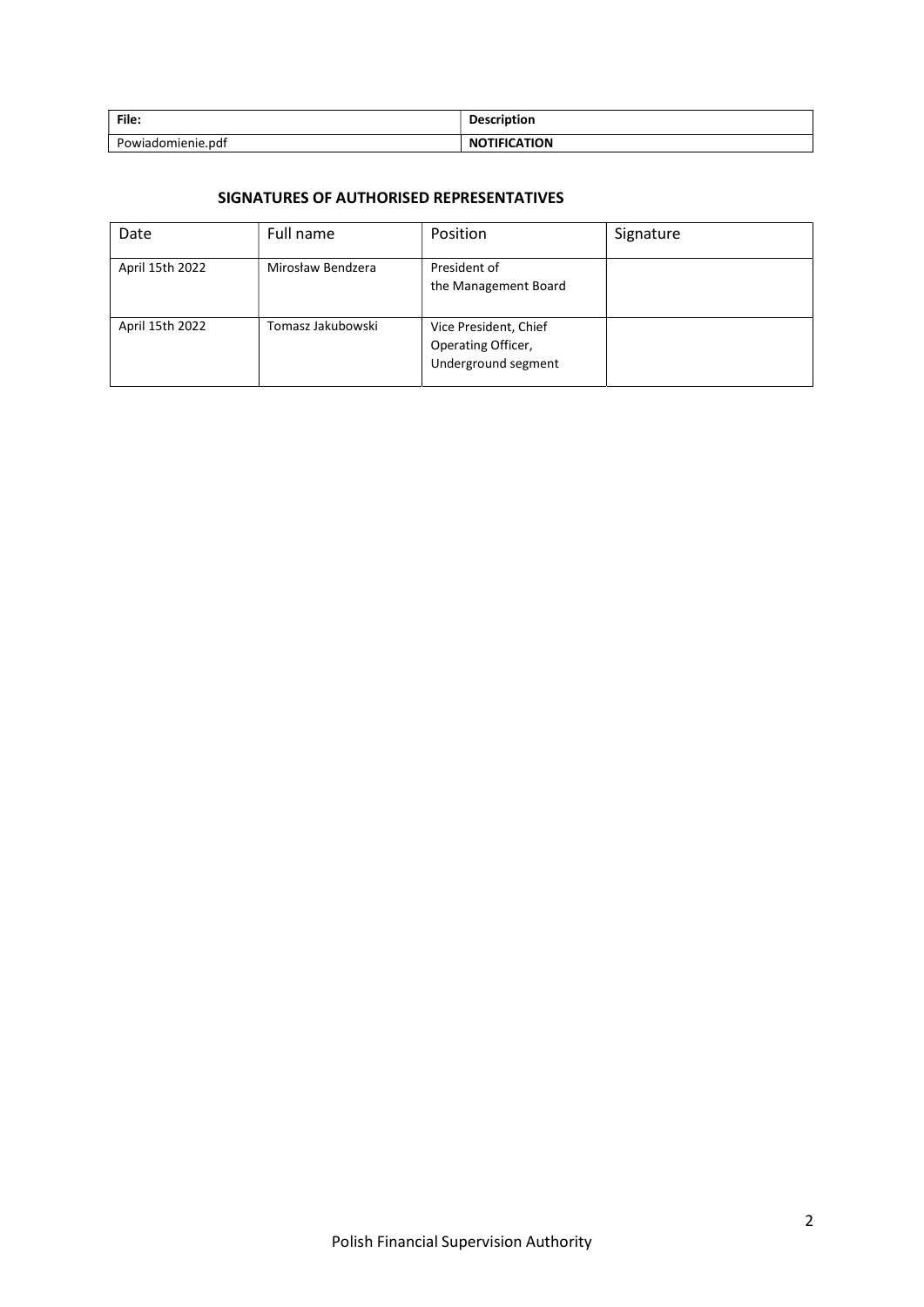| File: | Description |
| --- | --- |
| Powiadomienie.pdf | NOTIFICATION |

## SIGNATURES OF AUTHORISED REPRESENTATIVES

| Date | Full name | Position | Signature |
| --- | --- | --- | --- |
| April 15th 2022 | Mirosław Bendzera | President of the Management Board | |
| April 15th 2022 | Tomasz Jakubowski | Vice President, Chief Operating Officer, Underground segment | |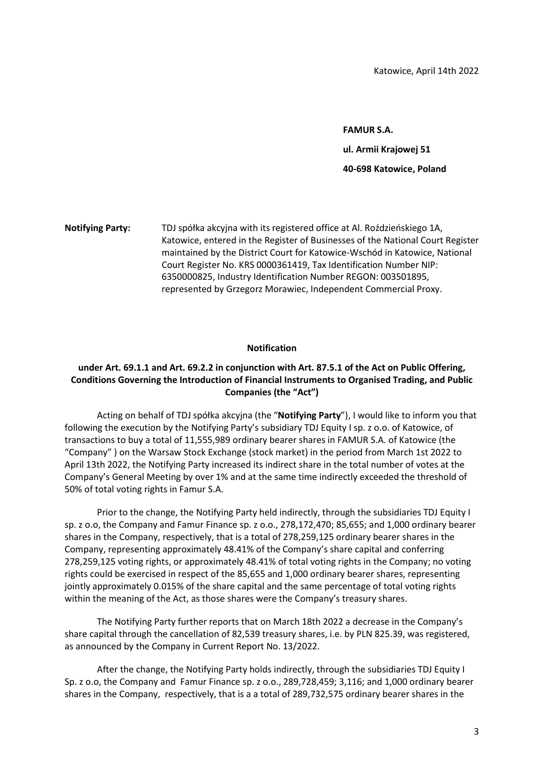Katowice, April 14th 2022

**FAMUR S.A.**

**ul. Armii Krajowej 51**

**40-698 Katowice, Poland**

**Notifying Party:** TDJ spółka akcyjna with its registered office at Al. Roździeńskiego 1A, Katowice, entered in the Register of Businesses of the National Court Register maintained by the District Court for Katowice-Wschód in Katowice, National Court Register No. KRS 0000361419, Tax Identification Number NIP: 6350000825, Industry Identification Number REGON: 003501895, represented by Grzegorz Morawiec, Independent Commercial Proxy.

**Notification**

**under Art. 69.1.1 and Art. 69.2.2 in conjunction with Art. 87.5.1 of the Act on Public Offering, Conditions Governing the Introduction of Financial Instruments to Organised Trading, and Public Companies (the "Act")**

Acting on behalf of TDJ spółka akcyjna (the "**Notifying Party**"), I would like to inform you that following the execution by the Notifying Party's subsidiary TDJ Equity I sp. z o.o. of Katowice, of transactions to buy a total of 11,555,989 ordinary bearer shares in FAMUR S.A. of Katowice (the "Company" ) on the Warsaw Stock Exchange (stock market) in the period from March 1st 2022 to April 13th 2022, the Notifying Party increased its indirect share in the total number of votes at the Company's General Meeting by over 1% and at the same time indirectly exceeded the threshold of 50% of total voting rights in Famur S.A.

Prior to the change, the Notifying Party held indirectly, through the subsidiaries TDJ Equity I sp. z o.o, the Company and Famur Finance sp. z o.o., 278,172,470; 85,655; and 1,000 ordinary bearer shares in the Company, respectively, that is a total of 278,259,125 ordinary bearer shares in the Company, representing approximately 48.41% of the Company's share capital and conferring 278,259,125 voting rights, or approximately 48.41% of total voting rights in the Company; no voting rights could be exercised in respect of the 85,655 and 1,000 ordinary bearer shares, representing jointly approximately 0.015% of the share capital and the same percentage of total voting rights within the meaning of the Act, as those shares were the Company's treasury shares.

The Notifying Party further reports that on March 18th 2022 a decrease in the Company's share capital through the cancellation of 82,539 treasury shares, i.e. by PLN 825.39, was registered, as announced by the Company in Current Report No. 13/2022.

After the change, the Notifying Party holds indirectly, through the subsidiaries TDJ Equity I Sp. z o.o, the Company and Famur Finance sp. z o.o., 289,728,459; 3,116; and 1,000 ordinary bearer shares in the Company, respectively, that is a a total of 289,732,575 ordinary bearer shares in the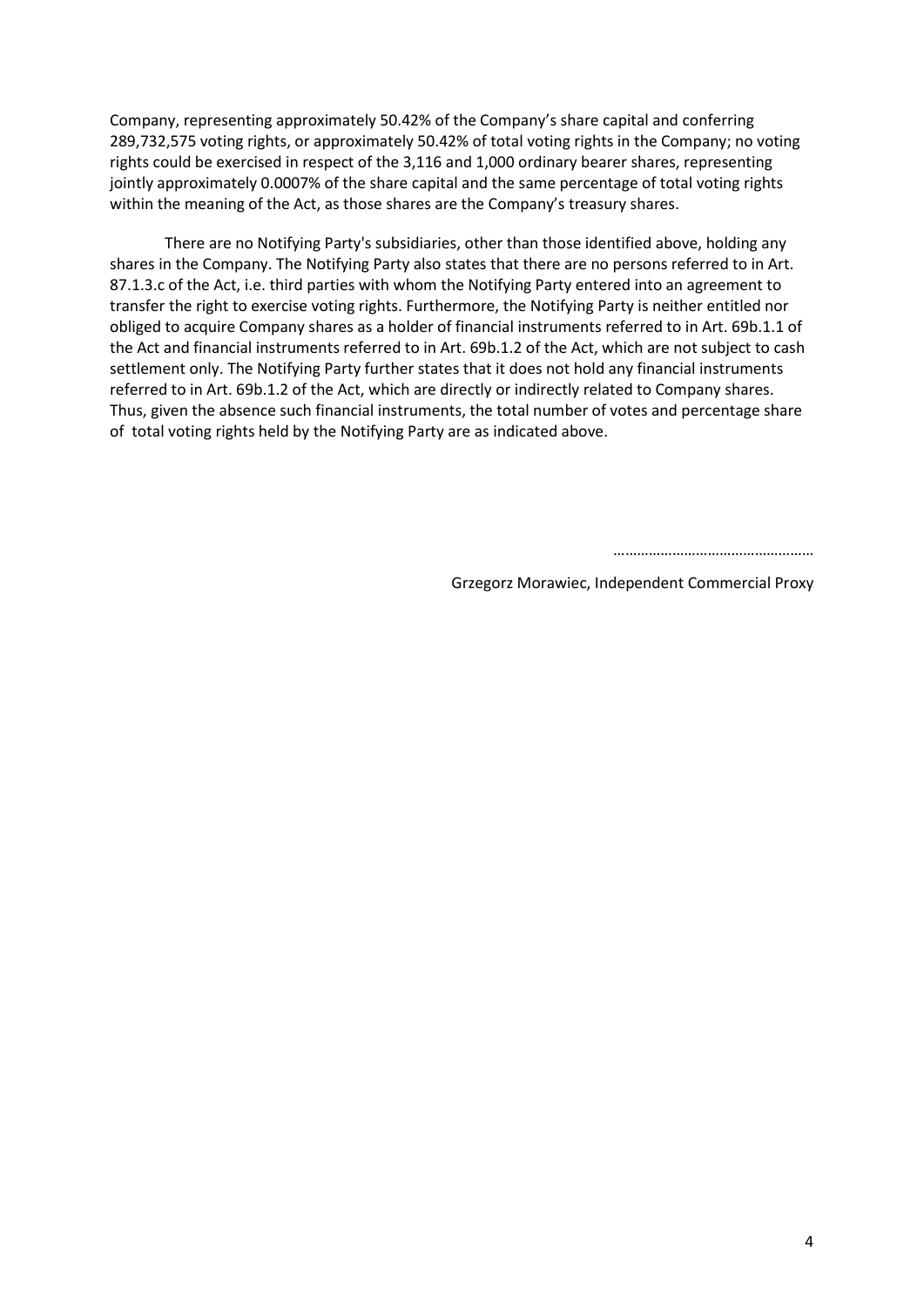Company, representing approximately 50.42% of the Company's share capital and conferring 289,732,575 voting rights, or approximately 50.42% of total voting rights in the Company; no voting rights could be exercised in respect of the 3,116 and 1,000 ordinary bearer shares, representing jointly approximately 0.0007% of the share capital and the same percentage of total voting rights within the meaning of the Act, as those shares are the Company's treasury shares.

There are no Notifying Party's subsidiaries, other than those identified above, holding any shares in the Company. The Notifying Party also states that there are no persons referred to in Art. 87.1.3.c of the Act, i.e. third parties with whom the Notifying Party entered into an agreement to transfer the right to exercise voting rights. Furthermore, the Notifying Party is neither entitled nor obliged to acquire Company shares as a holder of financial instruments referred to in Art. 69b.1.1 of the Act and financial instruments referred to in Art. 69b.1.2 of the Act, which are not subject to cash settlement only. The Notifying Party further states that it does not hold any financial instruments referred to in Art. 69b.1.2 of the Act, which are directly or indirectly related to Company shares. Thus, given the absence such financial instruments, the total number of votes and percentage share of total voting rights held by the Notifying Party are as indicated above.

…………………………………………

Grzegorz Morawiec, Independent Commercial Proxy